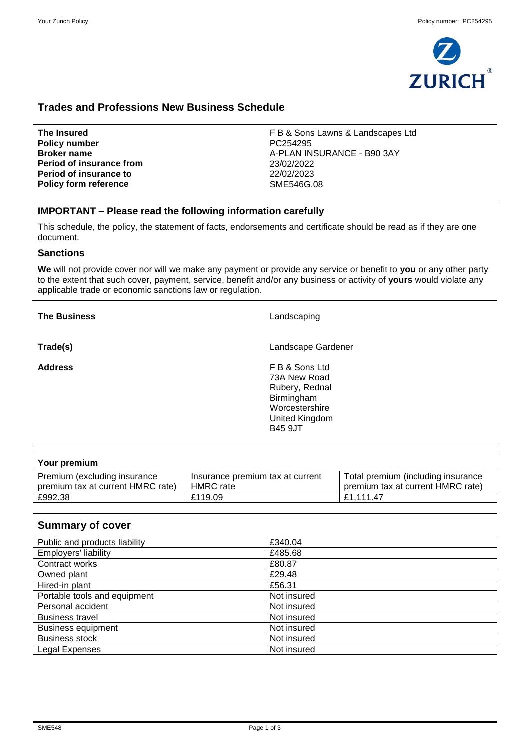# Trades and Professions New Business Schedule

| | |
|---|---|
| **The Insured** | F B & Sons Lawns & Landscapes Ltd |
| **Policy number** | PC254295 |
| **Broker name** | A-PLAN INSURANCE - B90 3AY |
| **Period of insurance from** | 23/02/2022 |
| **Period of insurance to** | 22/02/2023 |
| **Policy form reference** | SME546G.08 |

## IMPORTANT – Please read the following information carefully

This schedule, the policy, the statement of facts, endorsements and certificate should be read as if they are one document.

### Sanctions

**We** will not provide cover nor will we make any payment or provide any service or benefit to **you** or any other party to the extent that such cover, payment, service, benefit and/or any business or activity of **yours** would violate any applicable trade or economic sanctions law or regulation.

| | |
|---|---|
| **The Business** | Landscaping |
| **Trade(s)** | Landscape Gardener |
| **Address** | F B & Sons Ltd<br>73A New Road<br>Rubery, Rednal<br>Birmingham<br>Worcestershire<br>United Kingdom<br>B45 9JT |

**Your premium**

| Premium (excluding insurance premium tax at current HMRC rate) | Insurance premium tax at current HMRC rate | Total premium (including insurance premium tax at current HMRC rate) |
|---|---|---|
| £992.38 | £119.09 | £1,111.47 |

## Summary of cover

| | |
|---|---|
| Public and products liability | £340.04 |
| Employers' liability | £485.68 |
| Contract works | £80.87 |
| Owned plant | £29.48 |
| Hired-in plant | £56.31 |
| Portable tools and equipment | Not insured |
| Personal accident | Not insured |
| Business travel | Not insured |
| Business equipment | Not insured |
| Business stock | Not insured |
| Legal Expenses | Not insured |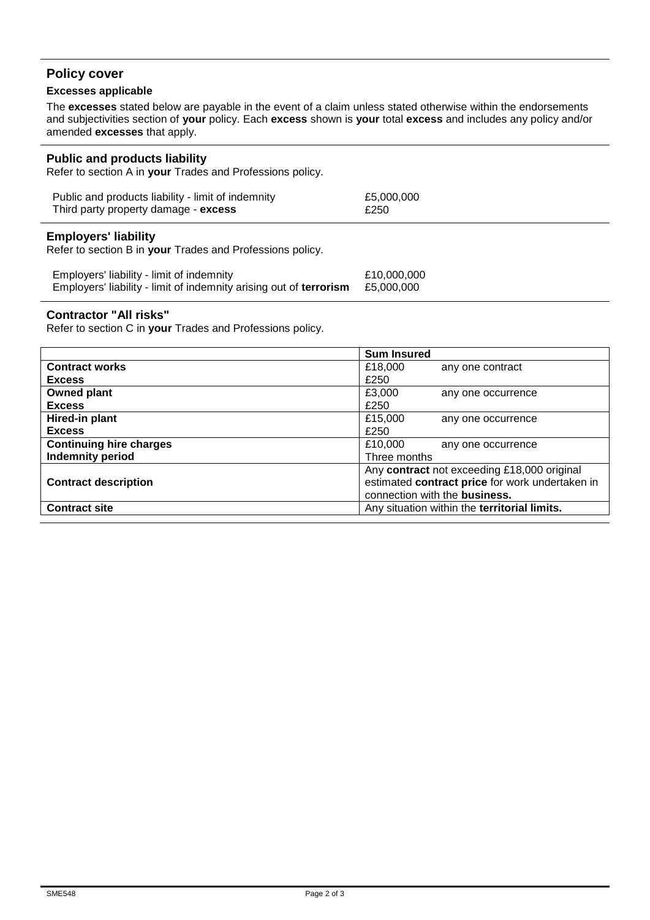## Policy cover

### Excesses applicable

The **excesses** stated below are payable in the event of a claim unless stated otherwise within the endorsements and subjectivities section of **your** policy. Each **excess** shown is **your** total **excess** and includes any policy and/or amended **excesses** that apply.

### Public and products liability

Refer to section A in **your** Trades and Professions policy.

| | |
|---|---|
| Public and products liability - limit of indemnity | £5,000,000 |
| Third party property damage - **excess** | £250 |

### Employers' liability

Refer to section B in **your** Trades and Professions policy.

| | |
|---|---|
| Employers' liability - limit of indemnity | £10,000,000 |
| Employers' liability - limit of indemnity arising out of **terrorism** | £5,000,000 |

### Contractor "All risks"

Refer to section C in **your** Trades and Professions policy.

| | **Sum Insured** |
|---|---|
| **Contract works** | £18,000 any one contract |
| **Excess** | £250 |
| **Owned plant** | £3,000 any one occurrence |
| **Excess** | £250 |
| **Hired-in plant** | £15,000 any one occurrence |
| **Excess** | £250 |
| **Continuing hire charges** | £10,000 any one occurrence |
| **Indemnity period** | Three months |
| **Contract description** | Any **contract** not exceeding £18,000 original estimated **contract price** for work undertaken in connection with the **business.** |
| **Contract site** | Any situation within the **territorial limits.** |

SME548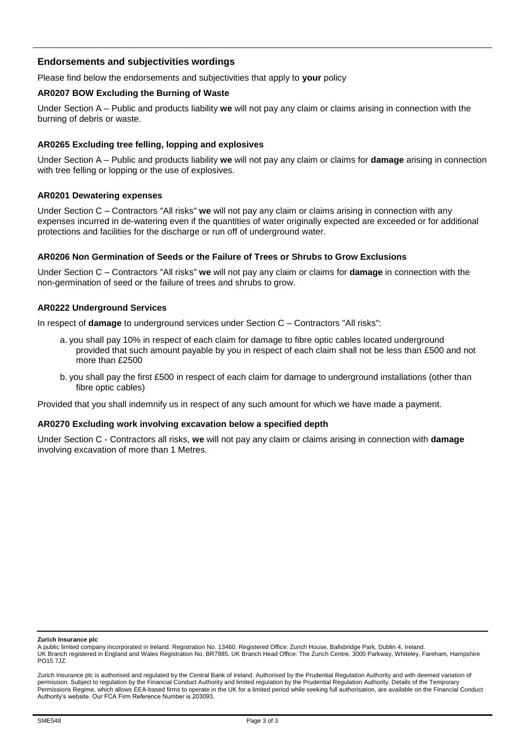## Endorsements and subjectivities wordings

Please find below the endorsements and subjectivities that apply to **your** policy

### AR0207 BOW Excluding the Burning of Waste

Under Section A – Public and products liability **we** will not pay any claim or claims arising in connection with the burning of debris or waste.

### AR0265 Excluding tree felling, lopping and explosives

Under Section A – Public and products liability **we** will not pay any claim or claims for **damage** arising in connection with tree felling or lopping or the use of explosives.

### AR0201 Dewatering expenses

Under Section C – Contractors "All risks" **we** will not pay any claim or claims arising in connection with any expenses incurred in de-watering even if the quantities of water originally expected are exceeded or for additional protections and facilities for the discharge or run off of underground water.

### AR0206 Non Germination of Seeds or the Failure of Trees or Shrubs to Grow Exclusions

Under Section C – Contractors "All risks" **we** will not pay any claim or claims for **damage** in connection with the non-germination of seed or the failure of trees and shrubs to grow.

### AR0222 Underground Services

In respect of **damage** to underground services under Section C – Contractors "All risks":

a. you shall pay 10% in respect of each claim for damage to fibre optic cables located underground provided that such amount payable by you in respect of each claim shall not be less than £500 and not more than £2500

b. you shall pay the first £500 in respect of each claim for damage to underground installations (other than fibre optic cables)

Provided that you shall indemnify us in respect of any such amount for which we have made a payment.

### AR0270 Excluding work involving excavation below a specified depth

Under Section C - Contractors all risks, **we** will not pay any claim or claims arising in connection with **damage** involving excavation of more than 1 Metres.

**Zurich Insurance plc**

A public limited company incorporated in Ireland. Registration No. 13460. Registered Office: Zurich House, Ballsbridge Park, Dublin 4, Ireland.
UK Branch registered in England and Wales Registration No. BR7985. UK Branch Head Office: The Zurich Centre, 3000 Parkway, Whiteley, Fareham, Hampshire PO15 7JZ.

Zurich Insurance plc is authorised and regulated by the Central Bank of Ireland. Authorised by the Prudential Regulation Authority and with deemed variation of permission. Subject to regulation by the Financial Conduct Authority and limited regulation by the Prudential Regulation Authority. Details of the Temporary Permissions Regime, which allows EEA-based firms to operate in the UK for a limited period while seeking full authorisation, are available on the Financial Conduct Authority's website. Our FCA Firm Reference Number is 203093.

SME548